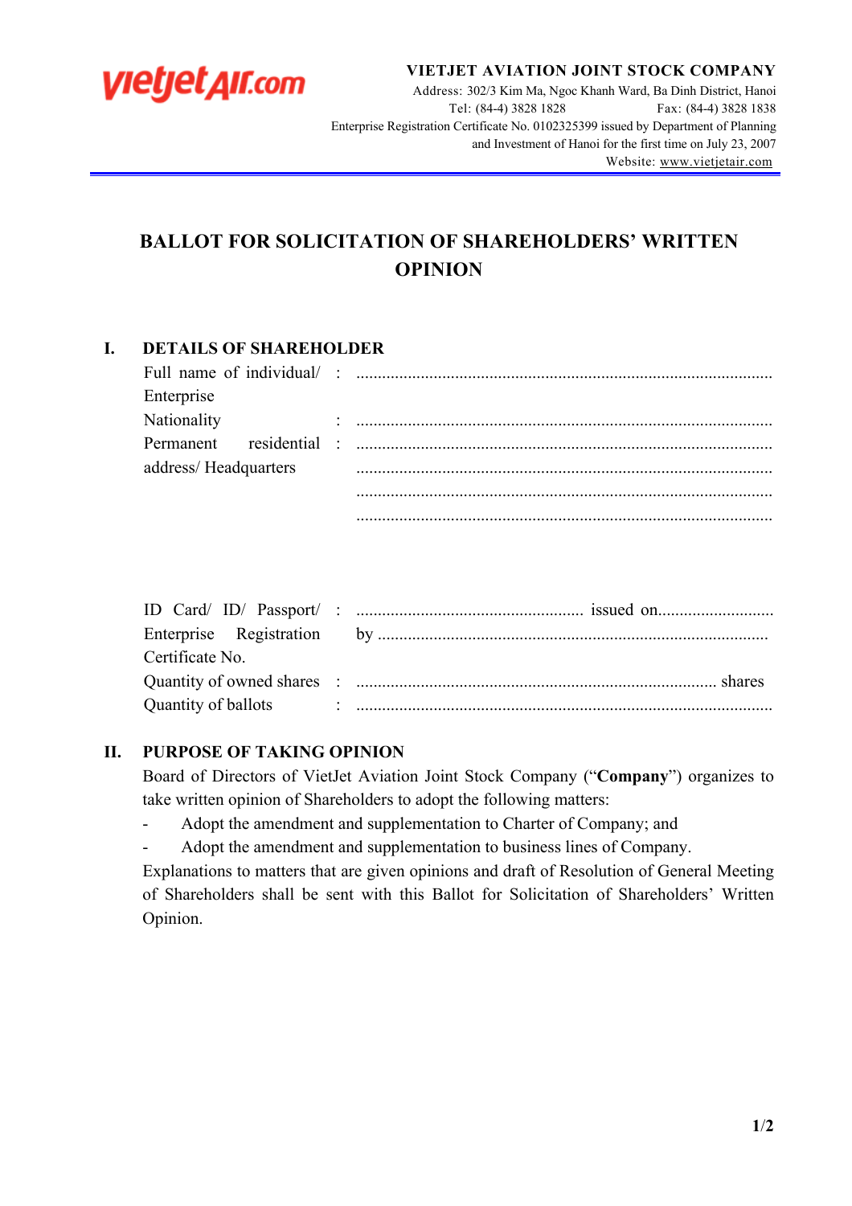**VIETJET AVIATION JOINT STOCK COMPANY**

Address: 302/3 Kim Ma, Ngoc Khanh Ward, Ba Dinh District, Hanoi

Tel: (84-4) 3828 1828 Fax: (84-4) 3828 1838

Enterprise Registration Certificate No. 0102325399 issued by Department of Planning and Investment of Hanoi for the first time on July 23, 2007

Website: www.vietjetair.com

# BALLOT FOR SOLICITATION OF SHAREHOLDERS' WRITTEN OPINION

## I. DETAILS OF SHAREHOLDER

Full name of individual/ Enterprise : ................................................................................................

Nationality : ................................................................................................

Permanent residential address/ Headquarters : ................................................................................................

................................................................................................

................................................................................................

................................................................................................

ID Card/ ID/ Passport/ Enterprise Registration Certificate No. : .................................................... issued on........................... by ..........................................................................................

Quantity of owned shares : ................................................................................... shares

Quantity of ballots : ................................................................................................

## II. PURPOSE OF TAKING OPINION

Board of Directors of VietJet Aviation Joint Stock Company ("**Company**") organizes to take written opinion of Shareholders to adopt the following matters:

- Adopt the amendment and supplementation to Charter of Company; and
- Adopt the amendment and supplementation to business lines of Company.

Explanations to matters that are given opinions and draft of Resolution of General Meeting of Shareholders shall be sent with this Ballot for Solicitation of Shareholders' Written Opinion.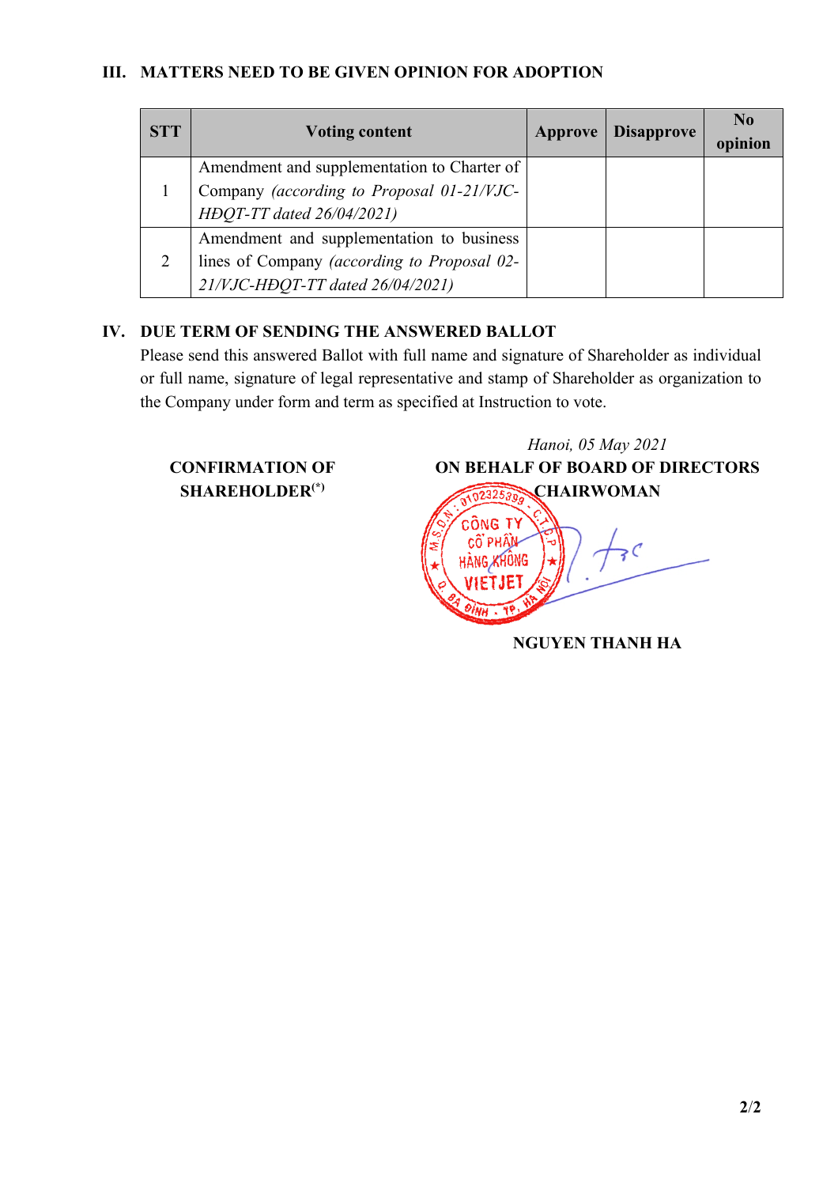## III. MATTERS NEED TO BE GIVEN OPINION FOR ADOPTION

| STT | Voting content | Approve | Disapprove | No opinion |
|---|---|---|---|---|
| 1 | Amendment and supplementation to Charter of Company *(according to Proposal 01-21/VJC-HĐQT-TT dated 26/04/2021)* | | | |
| 2 | Amendment and supplementation to business lines of Company *(according to Proposal 02-21/VJC-HĐQT-TT dated 26/04/2021)* | | | |

## IV. DUE TERM OF SENDING THE ANSWERED BALLOT

Please send this answered Ballot with full name and signature of Shareholder as individual or full name, signature of legal representative and stamp of Shareholder as organization to the Company under form and term as specified at Instruction to vote.

*Hanoi, 05 May 2021*

**CONFIRMATION OF SHAREHOLDER(*)**

**ON BEHALF OF BOARD OF DIRECTORS**
**CHAIRWOMAN**

0102325399
M.S.D.N
CÔNG TY CỔ PHẦN HÀNG KHÔNG VIETJET
Q. BA ĐÌNH - TP. HÀ NỘI

**NGUYEN THANH HA**